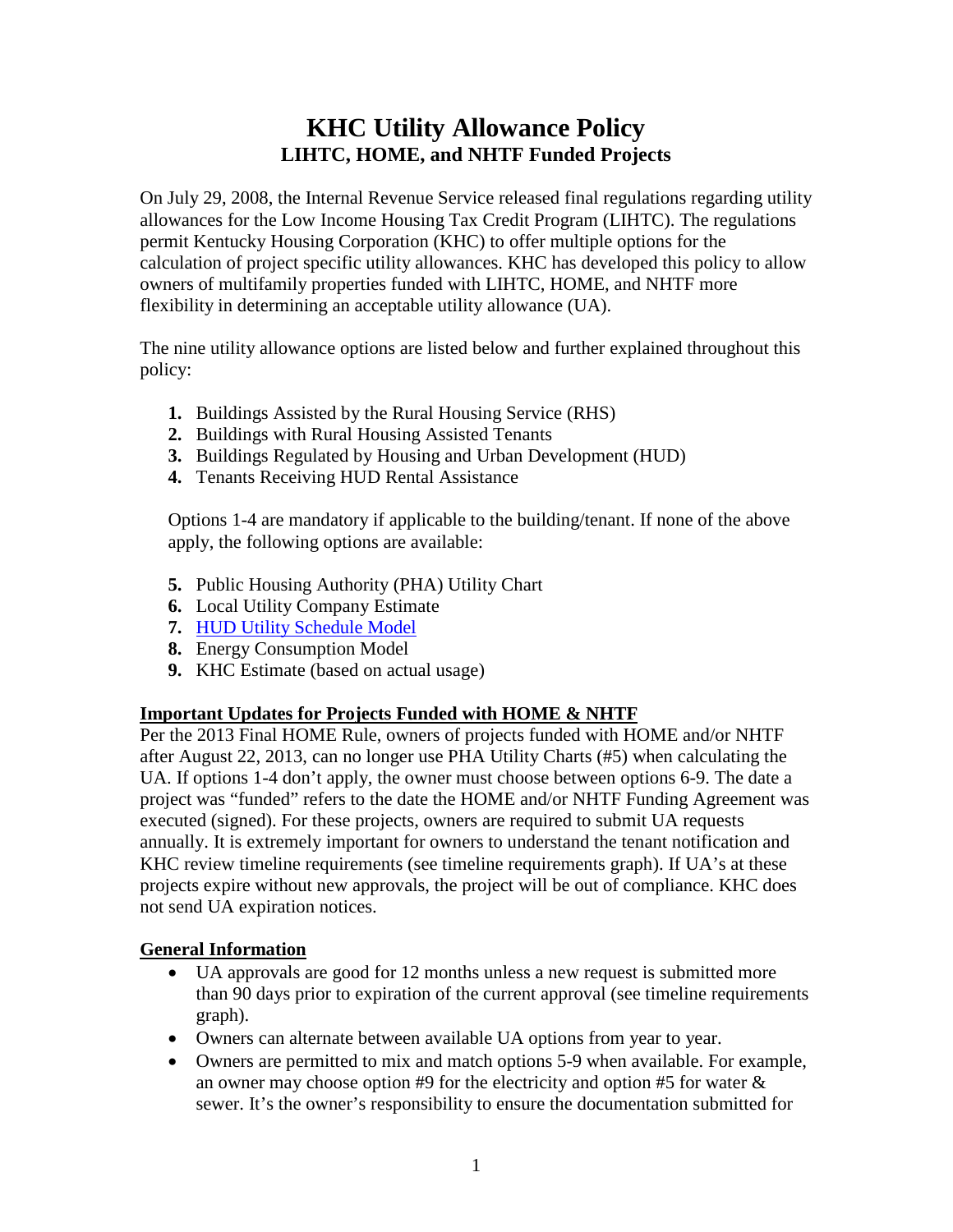# KHC Utility Allowance Policy
## LIHTC, HOME, and NHTF Funded Projects

On July 29, 2008, the Internal Revenue Service released final regulations regarding utility allowances for the Low Income Housing Tax Credit Program (LIHTC). The regulations permit Kentucky Housing Corporation (KHC) to offer multiple options for the calculation of project specific utility allowances. KHC has developed this policy to allow owners of multifamily properties funded with LIHTC, HOME, and NHTF more flexibility in determining an acceptable utility allowance (UA).

The nine utility allowance options are listed below and further explained throughout this policy:

1. Buildings Assisted by the Rural Housing Service (RHS)
2. Buildings with Rural Housing Assisted Tenants
3. Buildings Regulated by Housing and Urban Development (HUD)
4. Tenants Receiving HUD Rental Assistance

Options 1-4 are mandatory if applicable to the building/tenant. If none of the above apply, the following options are available:

5. Public Housing Authority (PHA) Utility Chart
6. Local Utility Company Estimate
7. HUD Utility Schedule Model
8. Energy Consumption Model
9. KHC Estimate (based on actual usage)

**Important Updates for Projects Funded with HOME & NHTF**

Per the 2013 Final HOME Rule, owners of projects funded with HOME and/or NHTF after August 22, 2013, can no longer use PHA Utility Charts (#5) when calculating the UA. If options 1-4 don't apply, the owner must choose between options 6-9. The date a project was "funded" refers to the date the HOME and/or NHTF Funding Agreement was executed (signed). For these projects, owners are required to submit UA requests annually. It is extremely important for owners to understand the tenant notification and KHC review timeline requirements (see timeline requirements graph). If UA's at these projects expire without new approvals, the project will be out of compliance. KHC does not send UA expiration notices.

**General Information**

- UA approvals are good for 12 months unless a new request is submitted more than 90 days prior to expiration of the current approval (see timeline requirements graph).
- Owners can alternate between available UA options from year to year.
- Owners are permitted to mix and match options 5-9 when available. For example, an owner may choose option #9 for the electricity and option #5 for water & sewer. It's the owner's responsibility to ensure the documentation submitted for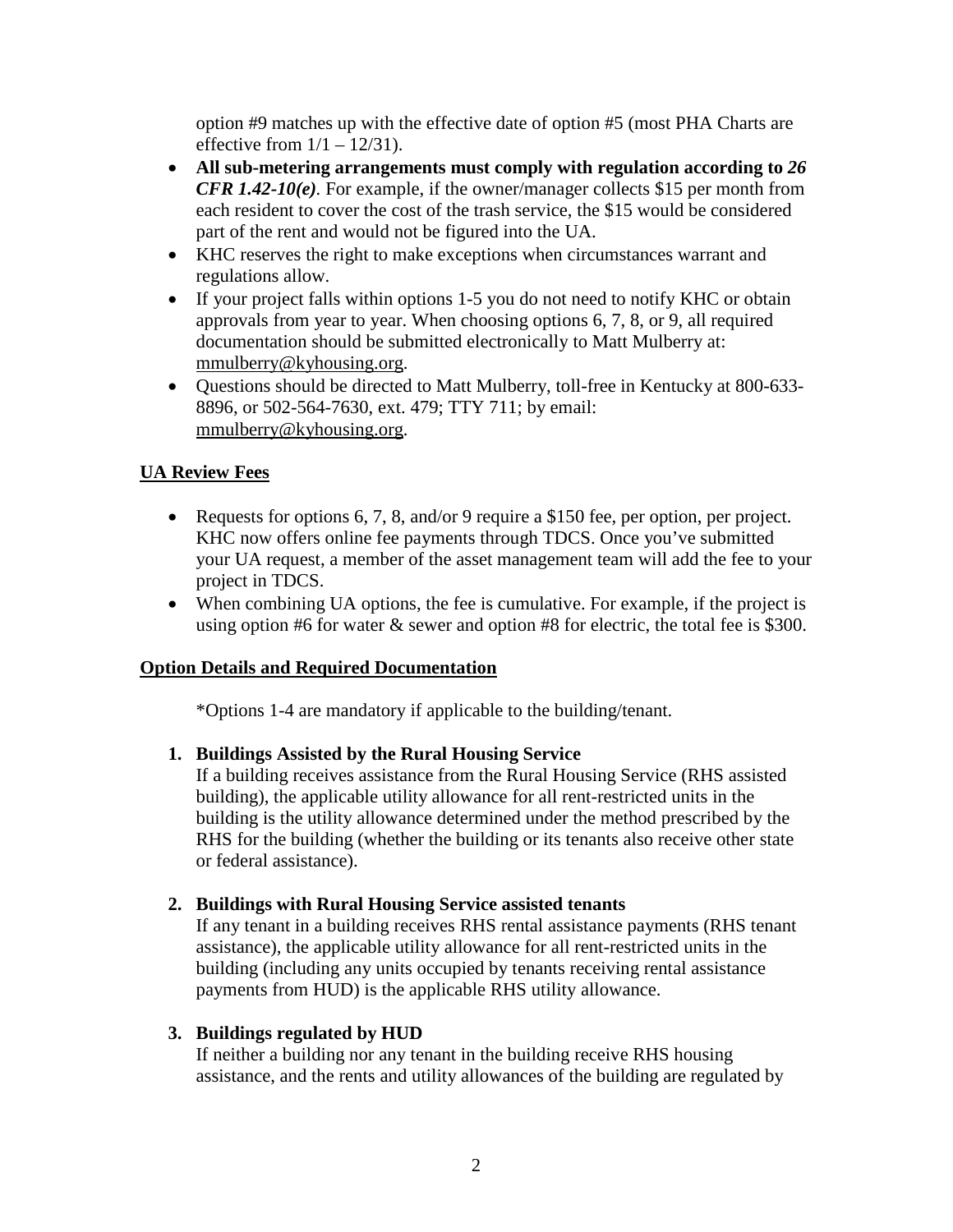option #9 matches up with the effective date of option #5 (most PHA Charts are effective from 1/1 – 12/31).

- **All sub-metering arrangements must comply with regulation according to *26 CFR 1.42-10(e)***. For example, if the owner/manager collects $15 per month from each resident to cover the cost of the trash service, the $15 would be considered part of the rent and would not be figured into the UA.
- KHC reserves the right to make exceptions when circumstances warrant and regulations allow.
- If your project falls within options 1-5 you do not need to notify KHC or obtain approvals from year to year. When choosing options 6, 7, 8, or 9, all required documentation should be submitted electronically to Matt Mulberry at: mmulberry@kyhousing.org.
- Questions should be directed to Matt Mulberry, toll-free in Kentucky at 800-633-8896, or 502-564-7630, ext. 479; TTY 711; by email: mmulberry@kyhousing.org.

## UA Review Fees

- Requests for options 6, 7, 8, and/or 9 require a $150 fee, per option, per project. KHC now offers online fee payments through TDCS. Once you've submitted your UA request, a member of the asset management team will add the fee to your project in TDCS.
- When combining UA options, the fee is cumulative. For example, if the project is using option #6 for water & sewer and option #8 for electric, the total fee is $300.

## Option Details and Required Documentation

*Options 1-4 are mandatory if applicable to the building/tenant.

1. **Buildings Assisted by the Rural Housing Service**
   If a building receives assistance from the Rural Housing Service (RHS assisted building), the applicable utility allowance for all rent-restricted units in the building is the utility allowance determined under the method prescribed by the RHS for the building (whether the building or its tenants also receive other state or federal assistance).

2. **Buildings with Rural Housing Service assisted tenants**
   If any tenant in a building receives RHS rental assistance payments (RHS tenant assistance), the applicable utility allowance for all rent-restricted units in the building (including any units occupied by tenants receiving rental assistance payments from HUD) is the applicable RHS utility allowance.

3. **Buildings regulated by HUD**
   If neither a building nor any tenant in the building receive RHS housing assistance, and the rents and utility allowances of the building are regulated by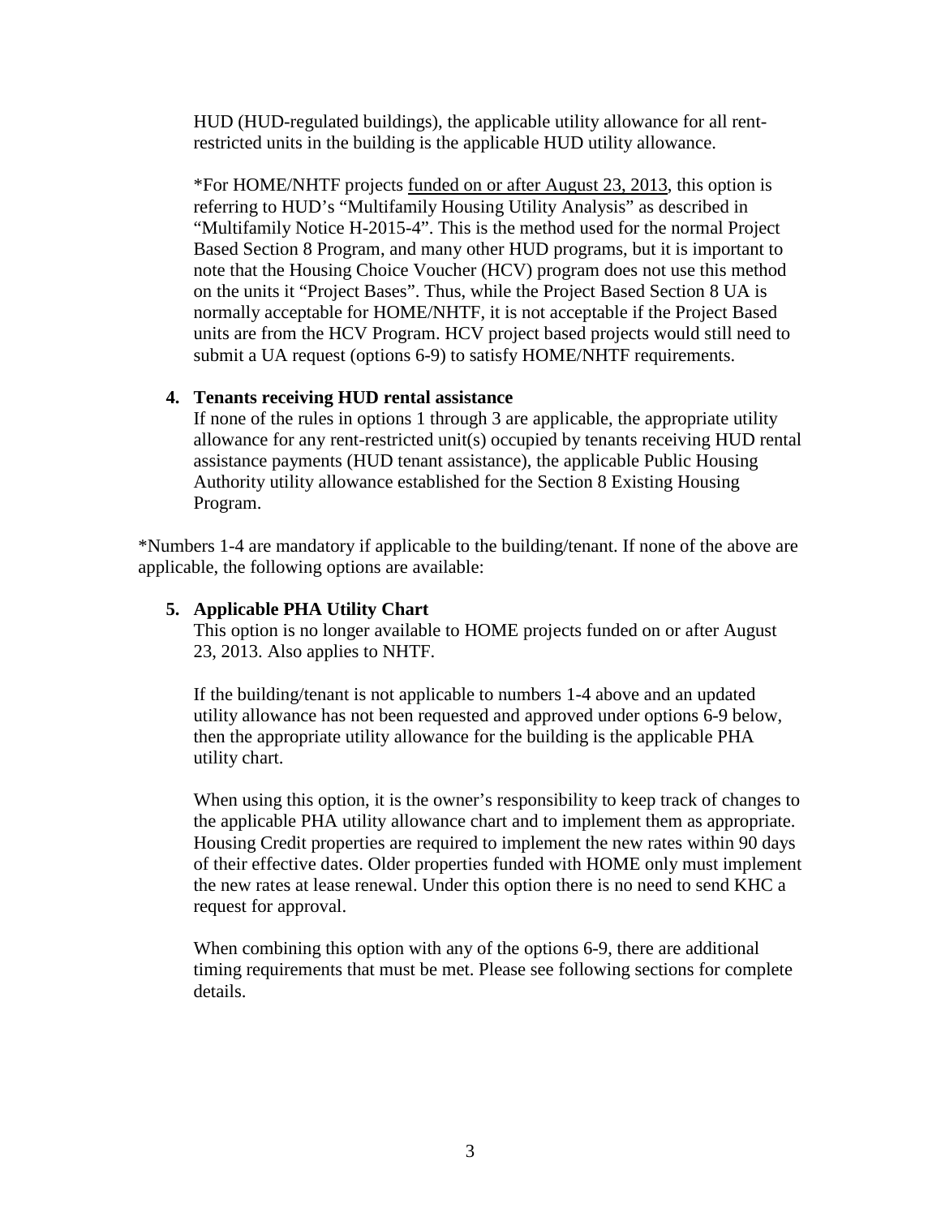HUD (HUD-regulated buildings), the applicable utility allowance for all rent-restricted units in the building is the applicable HUD utility allowance.

*For HOME/NHTF projects funded on or after August 23, 2013, this option is referring to HUD's "Multifamily Housing Utility Analysis" as described in "Multifamily Notice H-2015-4". This is the method used for the normal Project Based Section 8 Program, and many other HUD programs, but it is important to note that the Housing Choice Voucher (HCV) program does not use this method on the units it "Project Bases". Thus, while the Project Based Section 8 UA is normally acceptable for HOME/NHTF, it is not acceptable if the Project Based units are from the HCV Program. HCV project based projects would still need to submit a UA request (options 6-9) to satisfy HOME/NHTF requirements.

4. **Tenants receiving HUD rental assistance**
   If none of the rules in options 1 through 3 are applicable, the appropriate utility allowance for any rent-restricted unit(s) occupied by tenants receiving HUD rental assistance payments (HUD tenant assistance), the applicable Public Housing Authority utility allowance established for the Section 8 Existing Housing Program.

*Numbers 1-4 are mandatory if applicable to the building/tenant. If none of the above are applicable, the following options are available:

5. **Applicable PHA Utility Chart**
   This option is no longer available to HOME projects funded on or after August 23, 2013. Also applies to NHTF.

   If the building/tenant is not applicable to numbers 1-4 above and an updated utility allowance has not been requested and approved under options 6-9 below, then the appropriate utility allowance for the building is the applicable PHA utility chart.

   When using this option, it is the owner's responsibility to keep track of changes to the applicable PHA utility allowance chart and to implement them as appropriate. Housing Credit properties are required to implement the new rates within 90 days of their effective dates. Older properties funded with HOME only must implement the new rates at lease renewal. Under this option there is no need to send KHC a request for approval.

   When combining this option with any of the options 6-9, there are additional timing requirements that must be met. Please see following sections for complete details.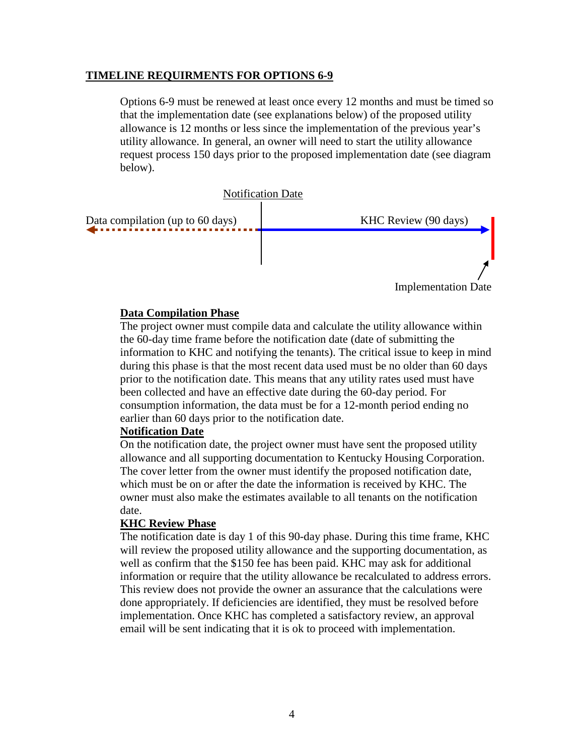## TIMELINE REQUIRMENTS FOR OPTIONS 6-9

Options 6-9 must be renewed at least once every 12 months and must be timed so that the implementation date (see explanations below) of the proposed utility allowance is 12 months or less since the implementation of the previous year's utility allowance. In general, an owner will need to start the utility allowance request process 150 days prior to the proposed implementation date (see diagram below).

Notification Date

Data compilation (up to 60 days)

KHC Review (90 days)

Implementation Date

**Data Compilation Phase**

The project owner must compile data and calculate the utility allowance within the 60-day time frame before the notification date (date of submitting the information to KHC and notifying the tenants). The critical issue to keep in mind during this phase is that the most recent data used must be no older than 60 days prior to the notification date. This means that any utility rates used must have been collected and have an effective date during the 60-day period. For consumption information, the data must be for a 12-month period ending no earlier than 60 days prior to the notification date.

**Notification Date**

On the notification date, the project owner must have sent the proposed utility allowance and all supporting documentation to Kentucky Housing Corporation. The cover letter from the owner must identify the proposed notification date, which must be on or after the date the information is received by KHC. The owner must also make the estimates available to all tenants on the notification date.

**KHC Review Phase**

The notification date is day 1 of this 90-day phase. During this time frame, KHC will review the proposed utility allowance and the supporting documentation, as well as confirm that the $150 fee has been paid. KHC may ask for additional information or require that the utility allowance be recalculated to address errors. This review does not provide the owner an assurance that the calculations were done appropriately. If deficiencies are identified, they must be resolved before implementation. Once KHC has completed a satisfactory review, an approval email will be sent indicating that it is ok to proceed with implementation.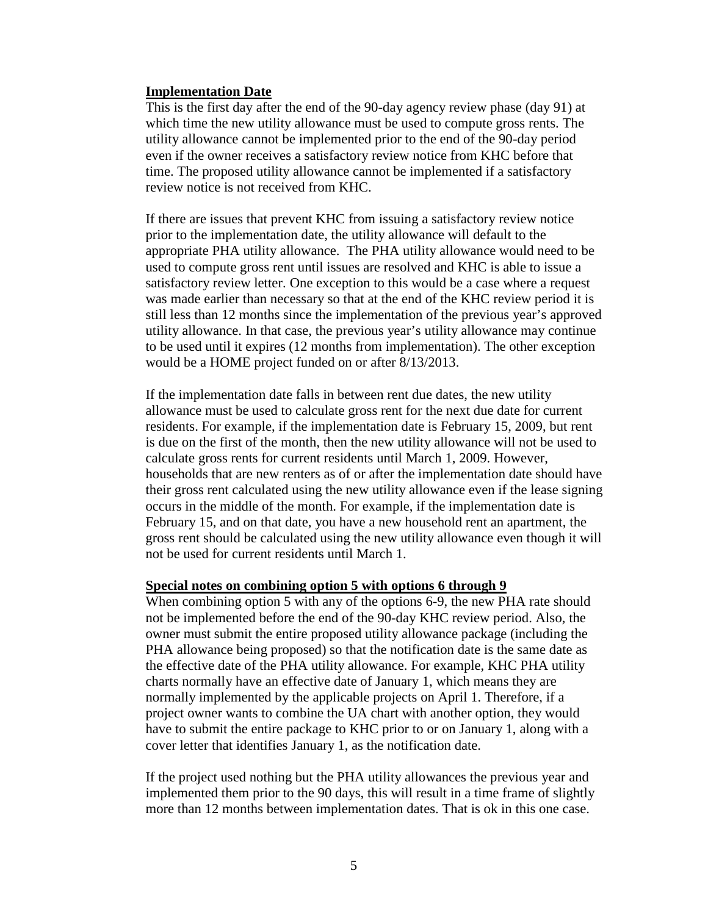**Implementation Date**

This is the first day after the end of the 90-day agency review phase (day 91) at which time the new utility allowance must be used to compute gross rents. The utility allowance cannot be implemented prior to the end of the 90-day period even if the owner receives a satisfactory review notice from KHC before that time. The proposed utility allowance cannot be implemented if a satisfactory review notice is not received from KHC.

If there are issues that prevent KHC from issuing a satisfactory review notice prior to the implementation date, the utility allowance will default to the appropriate PHA utility allowance. The PHA utility allowance would need to be used to compute gross rent until issues are resolved and KHC is able to issue a satisfactory review letter. One exception to this would be a case where a request was made earlier than necessary so that at the end of the KHC review period it is still less than 12 months since the implementation of the previous year's approved utility allowance. In that case, the previous year's utility allowance may continue to be used until it expires (12 months from implementation). The other exception would be a HOME project funded on or after 8/13/2013.

If the implementation date falls in between rent due dates, the new utility allowance must be used to calculate gross rent for the next due date for current residents. For example, if the implementation date is February 15, 2009, but rent is due on the first of the month, then the new utility allowance will not be used to calculate gross rents for current residents until March 1, 2009. However, households that are new renters as of or after the implementation date should have their gross rent calculated using the new utility allowance even if the lease signing occurs in the middle of the month. For example, if the implementation date is February 15, and on that date, you have a new household rent an apartment, the gross rent should be calculated using the new utility allowance even though it will not be used for current residents until March 1.

**Special notes on combining option 5 with options 6 through 9**

When combining option 5 with any of the options 6-9, the new PHA rate should not be implemented before the end of the 90-day KHC review period. Also, the owner must submit the entire proposed utility allowance package (including the PHA allowance being proposed) so that the notification date is the same date as the effective date of the PHA utility allowance. For example, KHC PHA utility charts normally have an effective date of January 1, which means they are normally implemented by the applicable projects on April 1. Therefore, if a project owner wants to combine the UA chart with another option, they would have to submit the entire package to KHC prior to or on January 1, along with a cover letter that identifies January 1, as the notification date.

If the project used nothing but the PHA utility allowances the previous year and implemented them prior to the 90 days, this will result in a time frame of slightly more than 12 months between implementation dates. That is ok in this one case.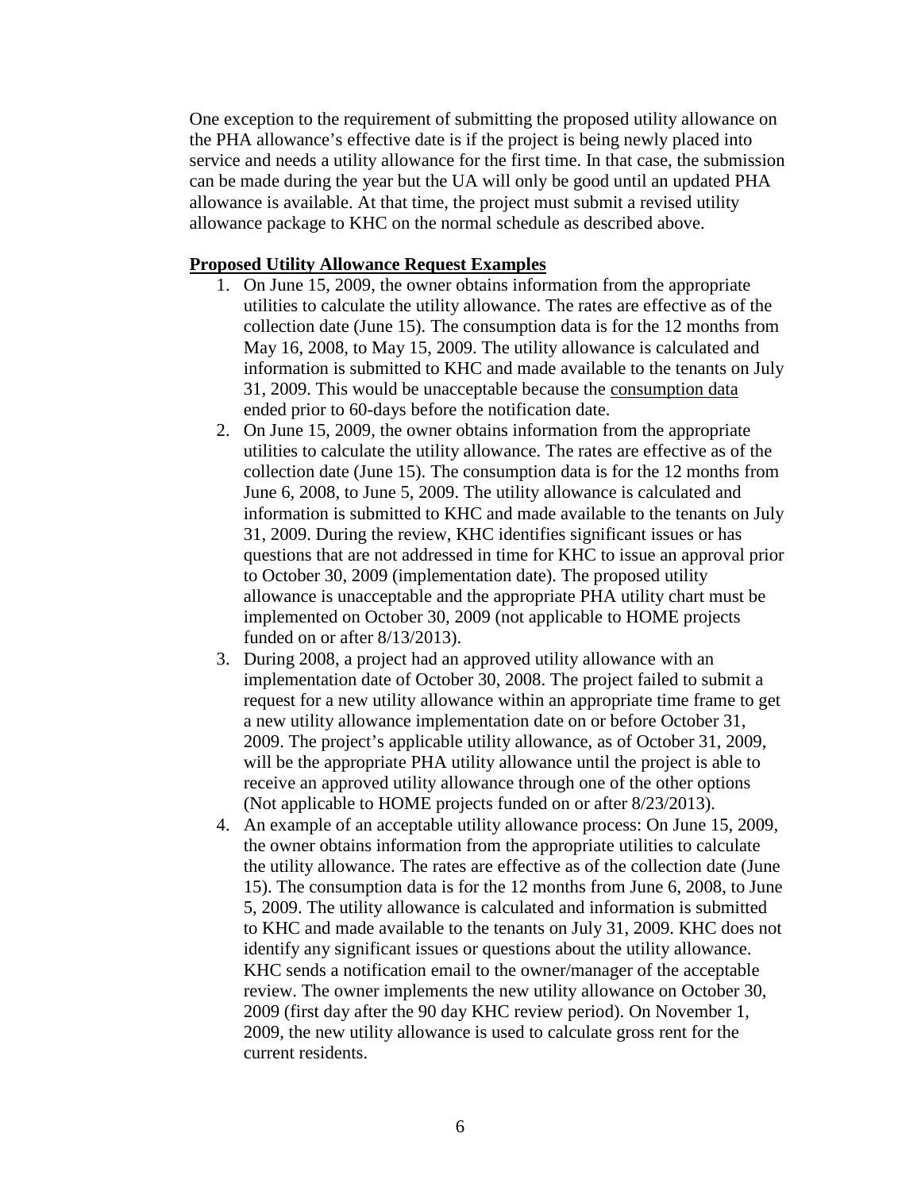One exception to the requirement of submitting the proposed utility allowance on the PHA allowance's effective date is if the project is being newly placed into service and needs a utility allowance for the first time. In that case, the submission can be made during the year but the UA will only be good until an updated PHA allowance is available. At that time, the project must submit a revised utility allowance package to KHC on the normal schedule as described above.

**Proposed Utility Allowance Request Examples**

1. On June 15, 2009, the owner obtains information from the appropriate utilities to calculate the utility allowance. The rates are effective as of the collection date (June 15). The consumption data is for the 12 months from May 16, 2008, to May 15, 2009. The utility allowance is calculated and information is submitted to KHC and made available to the tenants on July 31, 2009. This would be unacceptable because the <u>consumption data</u> ended prior to 60-days before the notification date.
2. On June 15, 2009, the owner obtains information from the appropriate utilities to calculate the utility allowance. The rates are effective as of the collection date (June 15). The consumption data is for the 12 months from June 6, 2008, to June 5, 2009. The utility allowance is calculated and information is submitted to KHC and made available to the tenants on July 31, 2009. During the review, KHC identifies significant issues or has questions that are not addressed in time for KHC to issue an approval prior to October 30, 2009 (implementation date). The proposed utility allowance is unacceptable and the appropriate PHA utility chart must be implemented on October 30, 2009 (not applicable to HOME projects funded on or after 8/13/2013).
3. During 2008, a project had an approved utility allowance with an implementation date of October 30, 2008. The project failed to submit a request for a new utility allowance within an appropriate time frame to get a new utility allowance implementation date on or before October 31, 2009. The project's applicable utility allowance, as of October 31, 2009, will be the appropriate PHA utility allowance until the project is able to receive an approved utility allowance through one of the other options (Not applicable to HOME projects funded on or after 8/23/2013).
4. An example of an acceptable utility allowance process: On June 15, 2009, the owner obtains information from the appropriate utilities to calculate the utility allowance. The rates are effective as of the collection date (June 15). The consumption data is for the 12 months from June 6, 2008, to June 5, 2009. The utility allowance is calculated and information is submitted to KHC and made available to the tenants on July 31, 2009. KHC does not identify any significant issues or questions about the utility allowance. KHC sends a notification email to the owner/manager of the acceptable review. The owner implements the new utility allowance on October 30, 2009 (first day after the 90 day KHC review period). On November 1, 2009, the new utility allowance is used to calculate gross rent for the current residents.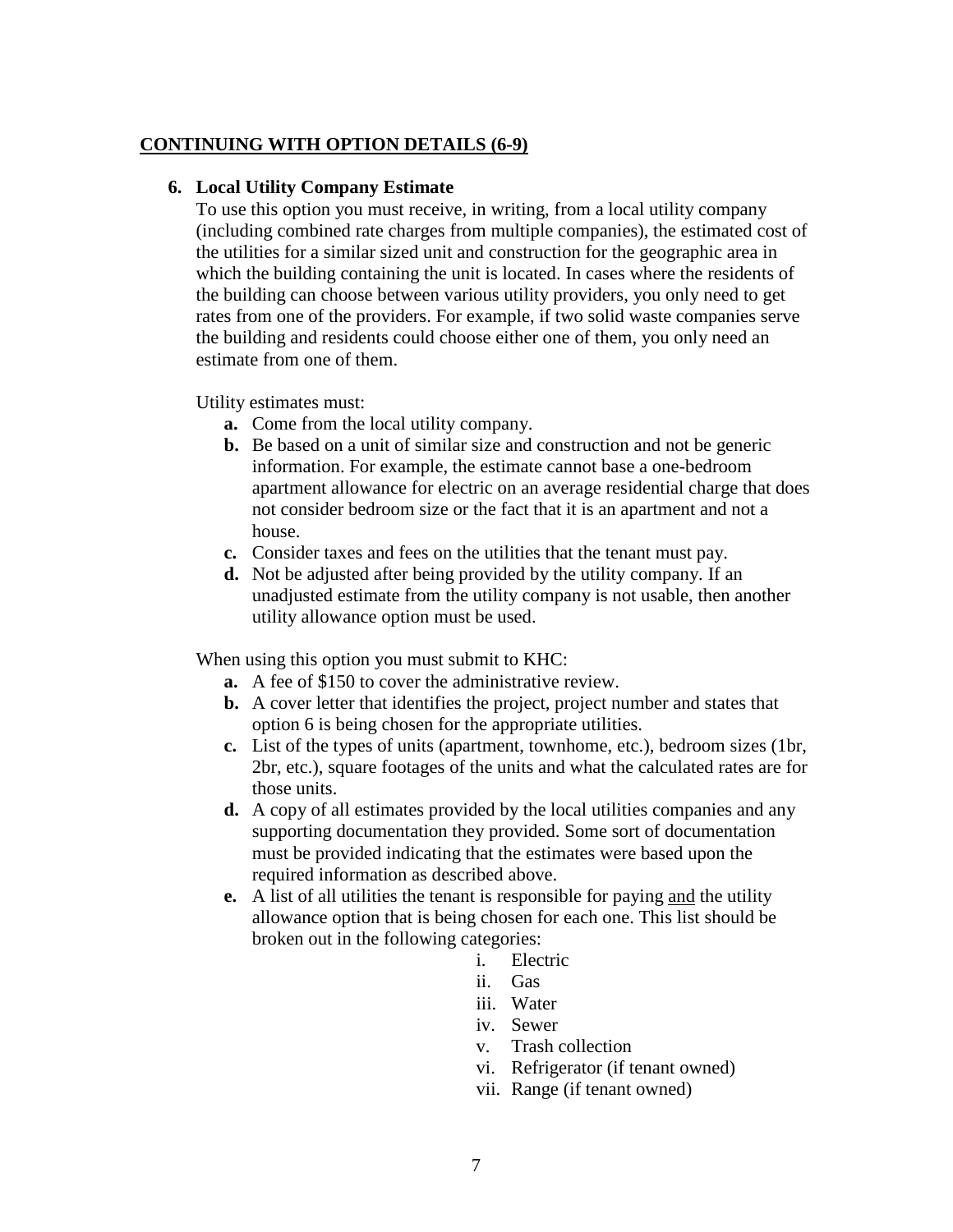## <u>CONTINUING WITH OPTION DETAILS (6-9)</u>

### 6. Local Utility Company Estimate

To use this option you must receive, in writing, from a local utility company (including combined rate charges from multiple companies), the estimated cost of the utilities for a similar sized unit and construction for the geographic area in which the building containing the unit is located. In cases where the residents of the building can choose between various utility providers, you only need to get rates from one of the providers. For example, if two solid waste companies serve the building and residents could choose either one of them, you only need an estimate from one of them.

Utility estimates must:

- **a.** Come from the local utility company.
- **b.** Be based on a unit of similar size and construction and not be generic information. For example, the estimate cannot base a one-bedroom apartment allowance for electric on an average residential charge that does not consider bedroom size or the fact that it is an apartment and not a house.
- **c.** Consider taxes and fees on the utilities that the tenant must pay.
- **d.** Not be adjusted after being provided by the utility company. If an unadjusted estimate from the utility company is not usable, then another utility allowance option must be used.

When using this option you must submit to KHC:

- **a.** A fee of $150 to cover the administrative review.
- **b.** A cover letter that identifies the project, project number and states that option 6 is being chosen for the appropriate utilities.
- **c.** List of the types of units (apartment, townhome, etc.), bedroom sizes (1br, 2br, etc.), square footages of the units and what the calculated rates are for those units.
- **d.** A copy of all estimates provided by the local utilities companies and any supporting documentation they provided. Some sort of documentation must be provided indicating that the estimates were based upon the required information as described above.
- **e.** A list of all utilities the tenant is responsible for paying <u>and</u> the utility allowance option that is being chosen for each one. This list should be broken out in the following categories:
    - i. Electric
    - ii. Gas
    - iii. Water
    - iv. Sewer
    - v. Trash collection
    - vi. Refrigerator (if tenant owned)
    - vii. Range (if tenant owned)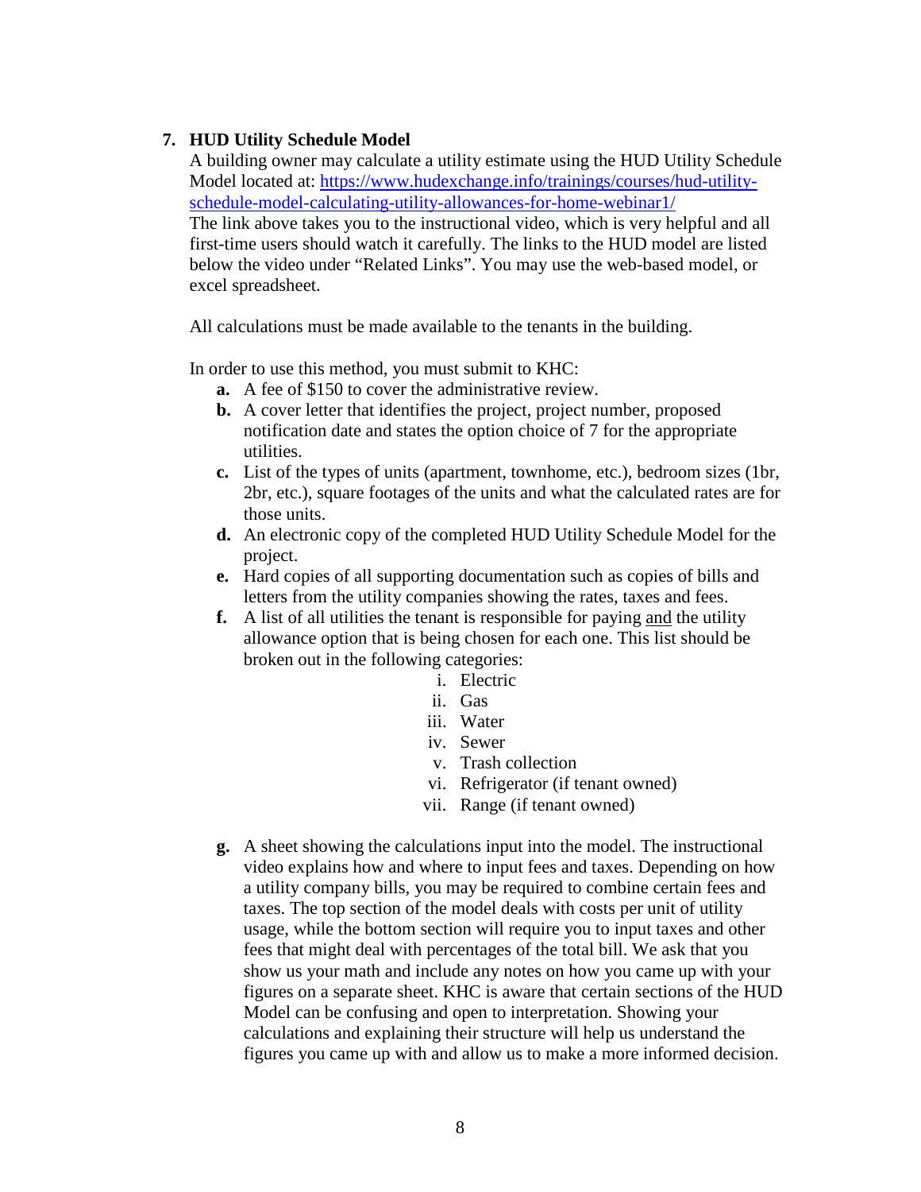7. **HUD Utility Schedule Model**

   A building owner may calculate a utility estimate using the HUD Utility Schedule Model located at: [https://www.hudexchange.info/trainings/courses/hud-utility-schedule-model-calculating-utility-allowances-for-home-webinar1/](https://www.hudexchange.info/trainings/courses/hud-utility-schedule-model-calculating-utility-allowances-for-home-webinar1/)
   The link above takes you to the instructional video, which is very helpful and all first-time users should watch it carefully. The links to the HUD model are listed below the video under "Related Links". You may use the web-based model, or excel spreadsheet.

   All calculations must be made available to the tenants in the building.

   In order to use this method, you must submit to KHC:

   **a.** A fee of $150 to cover the administrative review.
   **b.** A cover letter that identifies the project, project number, proposed notification date and states the option choice of 7 for the appropriate utilities.
   **c.** List of the types of units (apartment, townhome, etc.), bedroom sizes (1br, 2br, etc.), square footages of the units and what the calculated rates are for those units.
   **d.** An electronic copy of the completed HUD Utility Schedule Model for the project.
   **e.** Hard copies of all supporting documentation such as copies of bills and letters from the utility companies showing the rates, taxes and fees.
   **f.** A list of all utilities the tenant is responsible for paying <u>and</u> the utility allowance option that is being chosen for each one. This list should be broken out in the following categories:
      - i. Electric
      - ii. Gas
      - iii. Water
      - iv. Sewer
      - v. Trash collection
      - vi. Refrigerator (if tenant owned)
      - vii. Range (if tenant owned)

   **g.** A sheet showing the calculations input into the model. The instructional video explains how and where to input fees and taxes. Depending on how a utility company bills, you may be required to combine certain fees and taxes. The top section of the model deals with costs per unit of utility usage, while the bottom section will require you to input taxes and other fees that might deal with percentages of the total bill. We ask that you show us your math and include any notes on how you came up with your figures on a separate sheet. KHC is aware that certain sections of the HUD Model can be confusing and open to interpretation. Showing your calculations and explaining their structure will help us understand the figures you came up with and allow us to make a more informed decision.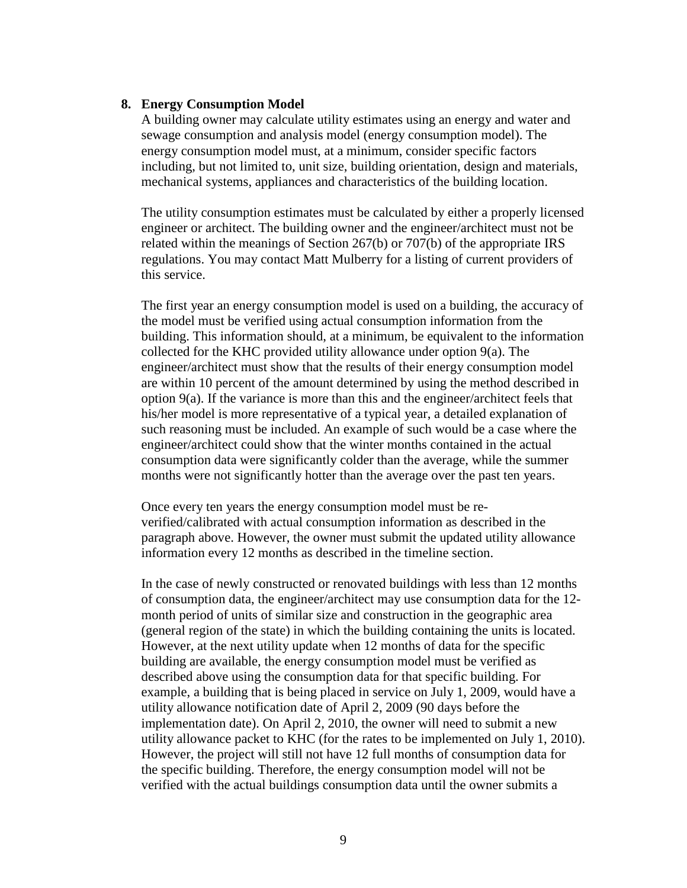## 8. Energy Consumption Model

A building owner may calculate utility estimates using an energy and water and sewage consumption and analysis model (energy consumption model). The energy consumption model must, at a minimum, consider specific factors including, but not limited to, unit size, building orientation, design and materials, mechanical systems, appliances and characteristics of the building location.

The utility consumption estimates must be calculated by either a properly licensed engineer or architect. The building owner and the engineer/architect must not be related within the meanings of Section 267(b) or 707(b) of the appropriate IRS regulations. You may contact Matt Mulberry for a listing of current providers of this service.

The first year an energy consumption model is used on a building, the accuracy of the model must be verified using actual consumption information from the building. This information should, at a minimum, be equivalent to the information collected for the KHC provided utility allowance under option 9(a). The engineer/architect must show that the results of their energy consumption model are within 10 percent of the amount determined by using the method described in option 9(a). If the variance is more than this and the engineer/architect feels that his/her model is more representative of a typical year, a detailed explanation of such reasoning must be included. An example of such would be a case where the engineer/architect could show that the winter months contained in the actual consumption data were significantly colder than the average, while the summer months were not significantly hotter than the average over the past ten years.

Once every ten years the energy consumption model must be re-verified/calibrated with actual consumption information as described in the paragraph above. However, the owner must submit the updated utility allowance information every 12 months as described in the timeline section.

In the case of newly constructed or renovated buildings with less than 12 months of consumption data, the engineer/architect may use consumption data for the 12-month period of units of similar size and construction in the geographic area (general region of the state) in which the building containing the units is located. However, at the next utility update when 12 months of data for the specific building are available, the energy consumption model must be verified as described above using the consumption data for that specific building. For example, a building that is being placed in service on July 1, 2009, would have a utility allowance notification date of April 2, 2009 (90 days before the implementation date). On April 2, 2010, the owner will need to submit a new utility allowance packet to KHC (for the rates to be implemented on July 1, 2010). However, the project will still not have 12 full months of consumption data for the specific building. Therefore, the energy consumption model will not be verified with the actual buildings consumption data until the owner submits a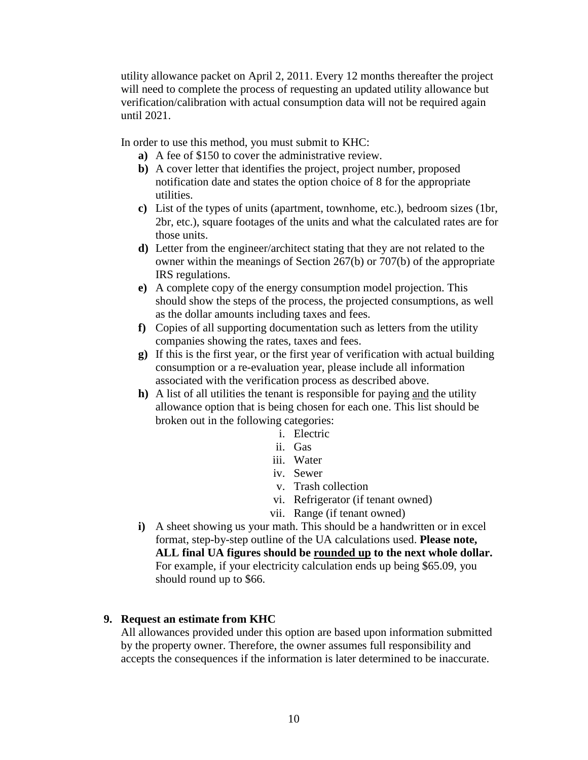utility allowance packet on April 2, 2011. Every 12 months thereafter the project will need to complete the process of requesting an updated utility allowance but verification/calibration with actual consumption data will not be required again until 2021.

In order to use this method, you must submit to KHC:

- **a)** A fee of $150 to cover the administrative review.
- **b)** A cover letter that identifies the project, project number, proposed notification date and states the option choice of 8 for the appropriate utilities.
- **c)** List of the types of units (apartment, townhome, etc.), bedroom sizes (1br, 2br, etc.), square footages of the units and what the calculated rates are for those units.
- **d)** Letter from the engineer/architect stating that they are not related to the owner within the meanings of Section 267(b) or 707(b) of the appropriate IRS regulations.
- **e)** A complete copy of the energy consumption model projection. This should show the steps of the process, the projected consumptions, as well as the dollar amounts including taxes and fees.
- **f)** Copies of all supporting documentation such as letters from the utility companies showing the rates, taxes and fees.
- **g)** If this is the first year, or the first year of verification with actual building consumption or a re-evaluation year, please include all information associated with the verification process as described above.
- **h)** A list of all utilities the tenant is responsible for paying <u>and</u> the utility allowance option that is being chosen for each one. This list should be broken out in the following categories:
  - i. Electric
  - ii. Gas
  - iii. Water
  - iv. Sewer
  - v. Trash collection
  - vi. Refrigerator (if tenant owned)
  - vii. Range (if tenant owned)
- **i)** A sheet showing us your math. This should be a handwritten or in excel format, step-by-step outline of the UA calculations used. **Please note, ALL final UA figures should be <u>rounded up</u> to the next whole dollar.** For example, if your electricity calculation ends up being $65.09, you should round up to $66.

**9. Request an estimate from KHC**

All allowances provided under this option are based upon information submitted by the property owner. Therefore, the owner assumes full responsibility and accepts the consequences if the information is later determined to be inaccurate.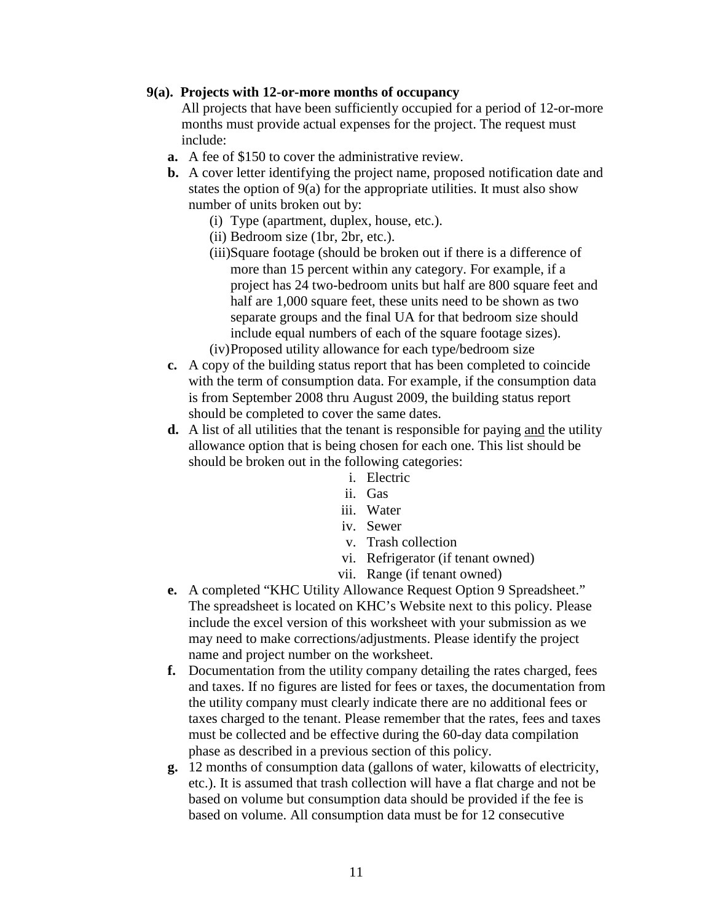**9(a). Projects with 12-or-more months of occupancy**

All projects that have been sufficiently occupied for a period of 12-or-more months must provide actual expenses for the project. The request must include:

- **a.** A fee of $150 to cover the administrative review.
- **b.** A cover letter identifying the project name, proposed notification date and states the option of 9(a) for the appropriate utilities. It must also show number of units broken out by:
  - (i) Type (apartment, duplex, house, etc.).
  - (ii) Bedroom size (1br, 2br, etc.).
  - (iii) Square footage (should be broken out if there is a difference of more than 15 percent within any category. For example, if a project has 24 two-bedroom units but half are 800 square feet and half are 1,000 square feet, these units need to be shown as two separate groups and the final UA for that bedroom size should include equal numbers of each of the square footage sizes).
  - (iv) Proposed utility allowance for each type/bedroom size
- **c.** A copy of the building status report that has been completed to coincide with the term of consumption data. For example, if the consumption data is from September 2008 thru August 2009, the building status report should be completed to cover the same dates.
- **d.** A list of all utilities that the tenant is responsible for paying <u>and</u> the utility allowance option that is being chosen for each one. This list should be should be broken out in the following categories:
  - i. Electric
  - ii. Gas
  - iii. Water
  - iv. Sewer
  - v. Trash collection
  - vi. Refrigerator (if tenant owned)
  - vii. Range (if tenant owned)
- **e.** A completed "KHC Utility Allowance Request Option 9 Spreadsheet." The spreadsheet is located on KHC's Website next to this policy. Please include the excel version of this worksheet with your submission as we may need to make corrections/adjustments. Please identify the project name and project number on the worksheet.
- **f.** Documentation from the utility company detailing the rates charged, fees and taxes. If no figures are listed for fees or taxes, the documentation from the utility company must clearly indicate there are no additional fees or taxes charged to the tenant. Please remember that the rates, fees and taxes must be collected and be effective during the 60-day data compilation phase as described in a previous section of this policy.
- **g.** 12 months of consumption data (gallons of water, kilowatts of electricity, etc.). It is assumed that trash collection will have a flat charge and not be based on volume but consumption data should be provided if the fee is based on volume. All consumption data must be for 12 consecutive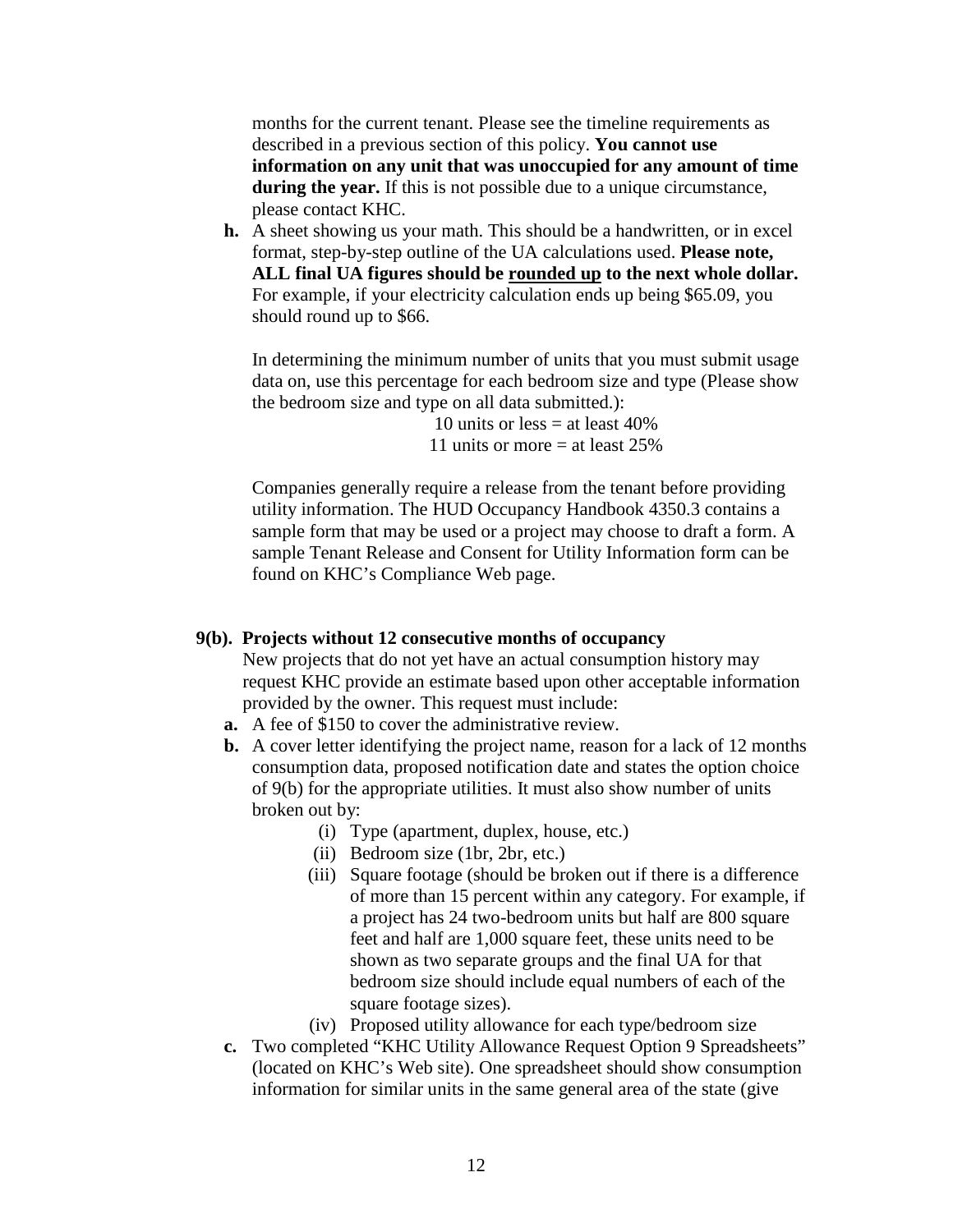months for the current tenant. Please see the timeline requirements as described in a previous section of this policy. **You cannot use information on any unit that was unoccupied for any amount of time during the year.** If this is not possible due to a unique circumstance, please contact KHC.

**h.** A sheet showing us your math. This should be a handwritten, or in excel format, step-by-step outline of the UA calculations used. **Please note, ALL final UA figures should be <u>rounded up</u> to the next whole dollar.** For example, if your electricity calculation ends up being $65.09, you should round up to $66.

In determining the minimum number of units that you must submit usage data on, use this percentage for each bedroom size and type (Please show the bedroom size and type on all data submitted.):

10 units or less = at least 40%
11 units or more = at least 25%

Companies generally require a release from the tenant before providing utility information. The HUD Occupancy Handbook 4350.3 contains a sample form that may be used or a project may choose to draft a form. A sample Tenant Release and Consent for Utility Information form can be found on KHC's Compliance Web page.

**9(b). Projects without 12 consecutive months of occupancy**

New projects that do not yet have an actual consumption history may request KHC provide an estimate based upon other acceptable information provided by the owner. This request must include:

**a.** A fee of $150 to cover the administrative review.

**b.** A cover letter identifying the project name, reason for a lack of 12 months consumption data, proposed notification date and states the option choice of 9(b) for the appropriate utilities. It must also show number of units broken out by:

(i) Type (apartment, duplex, house, etc.)

(ii) Bedroom size (1br, 2br, etc.)

(iii) Square footage (should be broken out if there is a difference of more than 15 percent within any category. For example, if a project has 24 two-bedroom units but half are 800 square feet and half are 1,000 square feet, these units need to be shown as two separate groups and the final UA for that bedroom size should include equal numbers of each of the square footage sizes).

(iv) Proposed utility allowance for each type/bedroom size

**c.** Two completed "KHC Utility Allowance Request Option 9 Spreadsheets" (located on KHC's Web site). One spreadsheet should show consumption information for similar units in the same general area of the state (give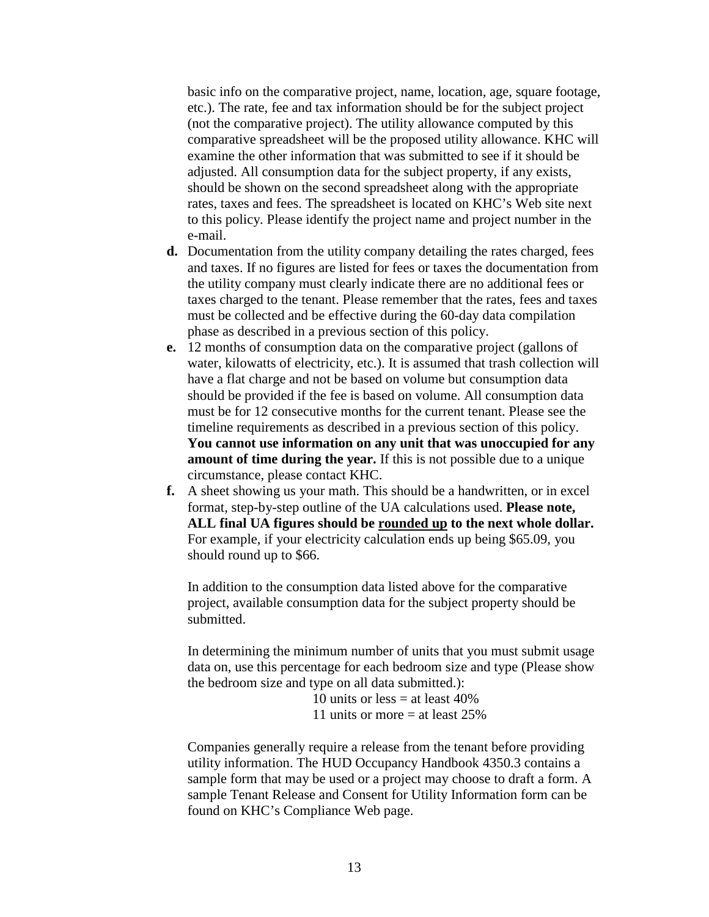basic info on the comparative project, name, location, age, square footage, etc.). The rate, fee and tax information should be for the subject project (not the comparative project). The utility allowance computed by this comparative spreadsheet will be the proposed utility allowance. KHC will examine the other information that was submitted to see if it should be adjusted. All consumption data for the subject property, if any exists, should be shown on the second spreadsheet along with the appropriate rates, taxes and fees. The spreadsheet is located on KHC's Web site next to this policy. Please identify the project name and project number in the e-mail.

**d.** Documentation from the utility company detailing the rates charged, fees and taxes. If no figures are listed for fees or taxes the documentation from the utility company must clearly indicate there are no additional fees or taxes charged to the tenant. Please remember that the rates, fees and taxes must be collected and be effective during the 60-day data compilation phase as described in a previous section of this policy.

**e.** 12 months of consumption data on the comparative project (gallons of water, kilowatts of electricity, etc.). It is assumed that trash collection will have a flat charge and not be based on volume but consumption data should be provided if the fee is based on volume. All consumption data must be for 12 consecutive months for the current tenant. Please see the timeline requirements as described in a previous section of this policy. **You cannot use information on any unit that was unoccupied for any amount of time during the year.** If this is not possible due to a unique circumstance, please contact KHC.

**f.** A sheet showing us your math. This should be a handwritten, or in excel format, step-by-step outline of the UA calculations used. **Please note, ALL final UA figures should be <u>rounded up</u> to the next whole dollar.** For example, if your electricity calculation ends up being $65.09, you should round up to $66.

In addition to the consumption data listed above for the comparative project, available consumption data for the subject property should be submitted.

In determining the minimum number of units that you must submit usage data on, use this percentage for each bedroom size and type (Please show the bedroom size and type on all data submitted.):

10 units or less = at least 40%
11 units or more = at least 25%

Companies generally require a release from the tenant before providing utility information. The HUD Occupancy Handbook 4350.3 contains a sample form that may be used or a project may choose to draft a form. A sample Tenant Release and Consent for Utility Information form can be found on KHC's Compliance Web page.